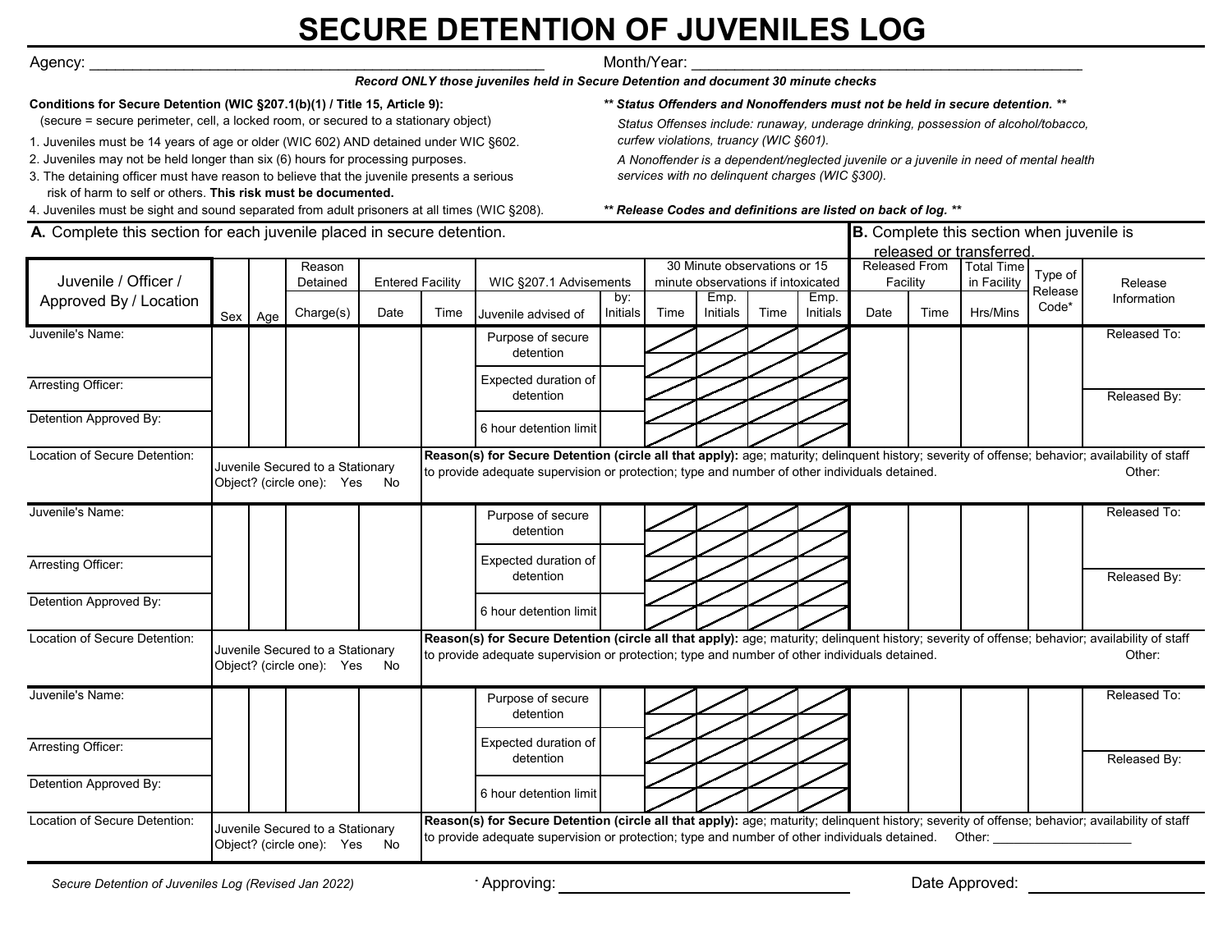# SECURE DETENTION OF JUVENILES LOG

Agency: ______________________________ Month/Year: ______________________________

***Record ONLY those juveniles held in Secure Detention and document 30 minute checks***

**Conditions for Secure Detention (WIC §207.1(b)(1) / Title 15, Article 9):**
(secure = secure perimeter, cell, a locked room, or secured to a stationary object)

1. Juveniles must be 14 years of age or older (WIC 602) AND detained under WIC §602.
2. Juveniles may not be held longer than six (6) hours for processing purposes.
3. The detaining officer must have reason to believe that the juvenile presents a serious risk of harm to self or others. **This risk must be documented.**
4. Juveniles must be sight and sound separated from adult prisoners at all times (WIC §208).

***\*\* Status Offenders and Nonoffenders must not be held in secure detention. \*\****

*Status Offenses include: runaway, underage drinking, possession of alcohol/tobacco, curfew violations, truancy (WIC §601).*

*A Nonoffender is a dependent/neglected juvenile or a juvenile in need of mental health services with no delinquent charges (WIC §300).*

***\*\* Release Codes and definitions are listed on back of log. \*\****

**A.** Complete this section for each juvenile placed in secure detention.

**B.** Complete this section when juvenile is released or transferred.

| Juvenile / Officer / Approved By / Location | Sex | Age | Reason Detained | Entered Facility | | WIC §207.1 Advisements | | 30 Minute observations or 15 minute observations if intoxicated | | | | Released From Facility | | Total Time in Facility | Type of Release Code* | Release Information |
|---|---|---|---|---|---|---|---|---|---|---|---|---|---|---|---|---|
| | | | Charge(s) | Date | Time | Juvenile advised of | by: Initials | Time | Emp. Initials | Time | Emp. Initials | Date | Time | Hrs/Mins | | |
| Juvenile's Name: | | | | | | Purpose of secure detention | | | | | | | | | | Released To: |
| Arresting Officer: | | | | | | Expected duration of detention | | | | | | | | | | Released By: |
| Detention Approved By: | | | | | | 6 hour detention limit | | | | | | | | | | |
| Location of Secure Detention: | Juvenile Secured to a Stationary Object? (circle one): Yes No | | | **Reason(s) for Secure Detention (circle all that apply):** age; maturity; delinquent history; severity of offense; behavior; availability of staff to provide adequate supervision or protection; type and number of other individuals detained. Other: | | | | | | | | | | | | |
| Juvenile's Name: | | | | | | Purpose of secure detention | | | | | | | | | | Released To: |
| Arresting Officer: | | | | | | Expected duration of detention | | | | | | | | | | Released By: |
| Detention Approved By: | | | | | | 6 hour detention limit | | | | | | | | | | |
| Location of Secure Detention: | Juvenile Secured to a Stationary Object? (circle one): Yes No | | | **Reason(s) for Secure Detention (circle all that apply):** age; maturity; delinquent history; severity of offense; behavior; availability of staff to provide adequate supervision or protection; type and number of other individuals detained. Other: | | | | | | | | | | | | |
| Juvenile's Name: | | | | | | Purpose of secure detention | | | | | | | | | | Released To: |
| Arresting Officer: | | | | | | Expected duration of detention | | | | | | | | | | Released By: |
| Detention Approved By: | | | | | | 6 hour detention limit | | | | | | | | | | |
| Location of Secure Detention: | Juvenile Secured to a Stationary Object? (circle one): Yes No | | | **Reason(s) for Secure Detention (circle all that apply):** age; maturity; delinquent history; severity of offense; behavior; availability of staff to provide adequate supervision or protection; type and number of other individuals detained. Other: ____________________ | | | | | | | | | | | | |

*Secure Detention of Juveniles Log (Revised Jan 2022)*

Approving: ______________________________ Date Approved: ______________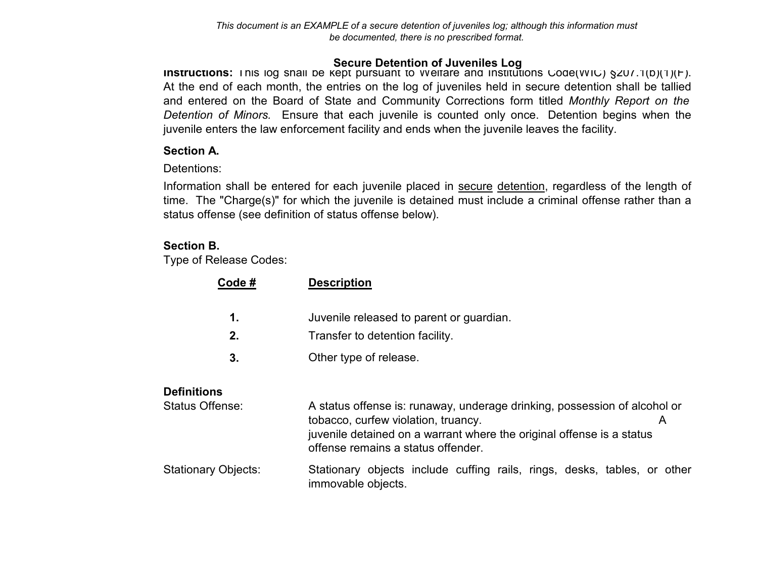*This document is an EXAMPLE of a secure detention of juveniles log; although this information must be documented, there is no prescribed format.*

## Secure Detention of Juveniles Log

**Instructions:** This log shall be kept pursuant to Welfare and Institutions Code(WIC) §207.1(b)(1)(F). At the end of each month, the entries on the log of juveniles held in secure detention shall be tallied and entered on the Board of State and Community Corrections form titled *Monthly Report on the Detention of Minors.* Ensure that each juvenile is counted only once. Detention begins when the juvenile enters the law enforcement facility and ends when the juvenile leaves the facility.

**Section A.**

Detentions:

Information shall be entered for each juvenile placed in secure detention, regardless of the length of time. The "Charge(s)" for which the juvenile is detained must include a criminal offense rather than a status offense (see definition of status offense below).

**Section B.**

Type of Release Codes:

| Code # | Description |
|---|---|
| **1.** | Juvenile released to parent or guardian. |
| **2.** | Transfer to detention facility. |
| **3.** | Other type of release. |

**Definitions**

| | |
|---|---|
| Status Offense: | A status offense is: runaway, underage drinking, possession of alcohol or tobacco, curfew violation, truancy. A juvenile detained on a warrant where the original offense is a status offense remains a status offender. |
| Stationary Objects: | Stationary objects include cuffing rails, rings, desks, tables, or other immovable objects. |